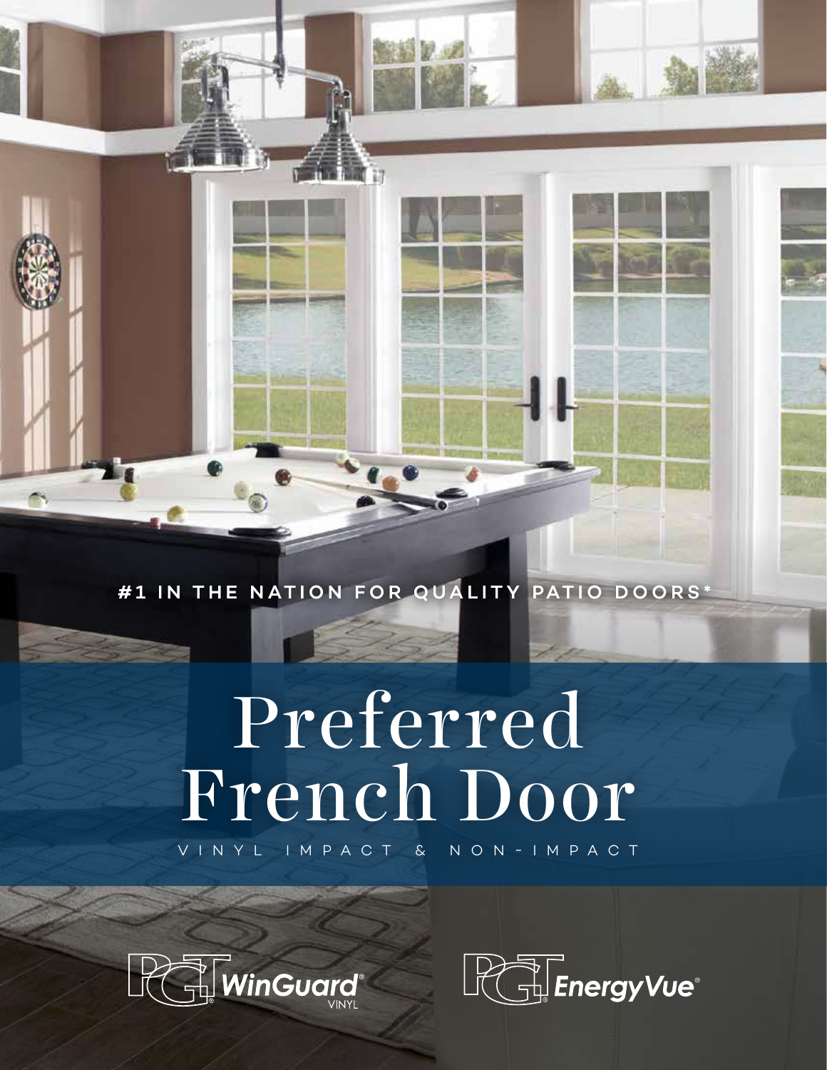#1 IN THE NATION FOR QUALITY PATIO DOORS*

# Preferred French Door

VINYL IMPACT & NON-IMPACT

PGT WinGuard® VINYL

PGT EnergyVue®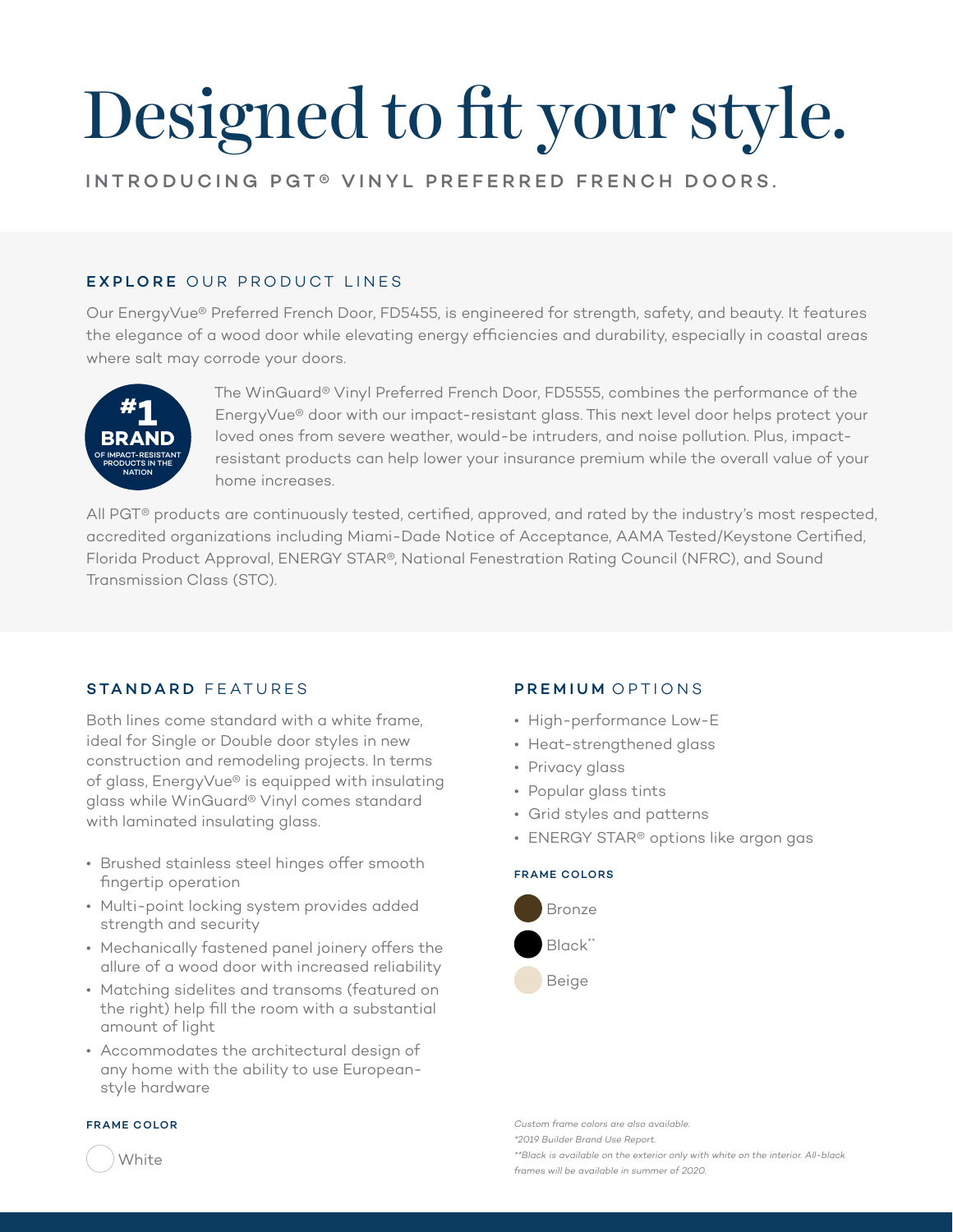# Designed to fit your style.

INTRODUCING PGT® VINYL PREFERRED FRENCH DOORS.

## EXPLORE OUR PRODUCT LINES

Our EnergyVue® Preferred French Door, FD5455, is engineered for strength, safety, and beauty. It features the elegance of a wood door while elevating energy efficiencies and durability, especially in coastal areas where salt may corrode your doors.

**#1 BRAND** OF IMPACT-RESISTANT PRODUCTS IN THE NATION

The WinGuard® Vinyl Preferred French Door, FD5555, combines the performance of the EnergyVue® door with our impact-resistant glass. This next level door helps protect your loved ones from severe weather, would-be intruders, and noise pollution. Plus, impact-resistant products can help lower your insurance premium while the overall value of your home increases.

All PGT® products are continuously tested, certified, approved, and rated by the industry's most respected, accredited organizations including Miami-Dade Notice of Acceptance, AAMA Tested/Keystone Certified, Florida Product Approval, ENERGY STAR®, National Fenestration Rating Council (NFRC), and Sound Transmission Class (STC).

## STANDARD FEATURES

Both lines come standard with a white frame, ideal for Single or Double door styles in new construction and remodeling projects. In terms of glass, EnergyVue® is equipped with insulating glass while WinGuard® Vinyl comes standard with laminated insulating glass.

- Brushed stainless steel hinges offer smooth fingertip operation
- Multi-point locking system provides added strength and security
- Mechanically fastened panel joinery offers the allure of a wood door with increased reliability
- Matching sidelites and transoms (featured on the right) help fill the room with a substantial amount of light
- Accommodates the architectural design of any home with the ability to use European-style hardware

### FRAME COLOR

- White

## PREMIUM OPTIONS

- High-performance Low-E
- Heat-strengthened glass
- Privacy glass
- Popular glass tints
- Grid styles and patterns
- ENERGY STAR® options like argon gas

### FRAME COLORS

- Bronze
- Black**
- Beige

*Custom frame colors are also available.*

*\*2019 Builder Brand Use Report.*

*\*\*Black is available on the exterior only with white on the interior. All-black frames will be available in summer of 2020.*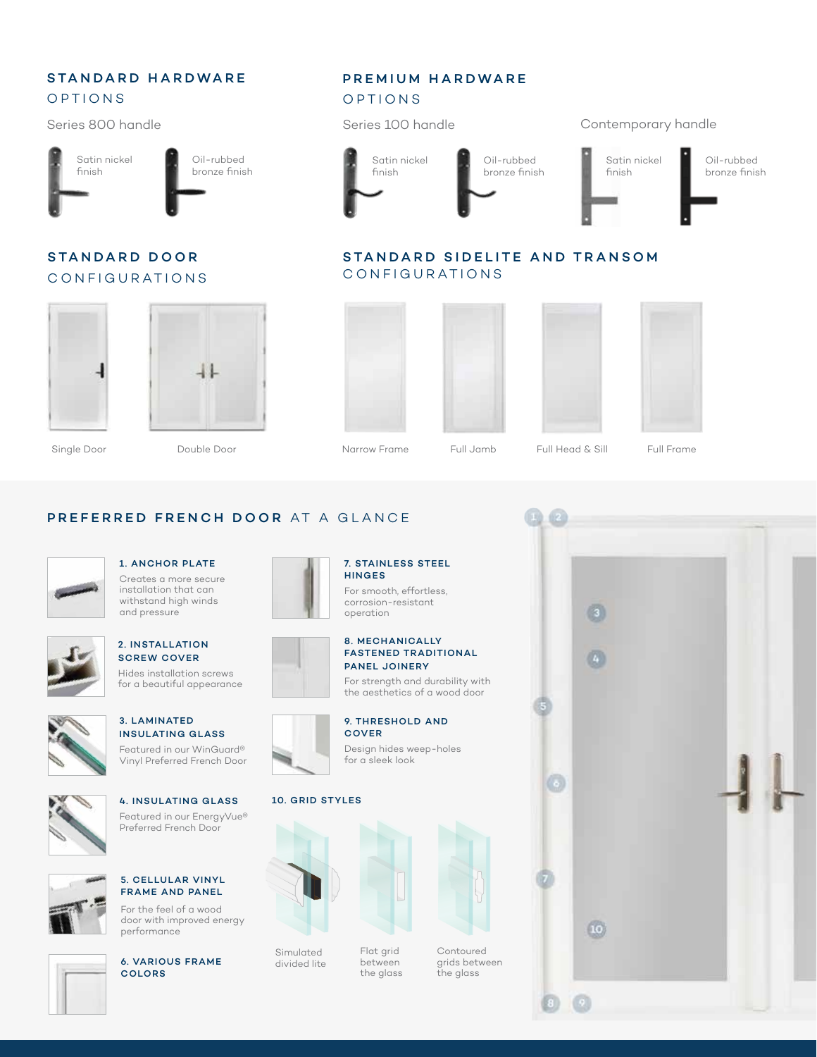## STANDARD HARDWARE OPTIONS

Series 800 handle

- Satin nickel finish
- Oil-rubbed bronze finish

## PREMIUM HARDWARE OPTIONS

Series 100 handle

- Satin nickel finish
- Oil-rubbed bronze finish

Contemporary handle

- Satin nickel finish
- Oil-rubbed bronze finish

## STANDARD DOOR CONFIGURATIONS

- Single Door
- Double Door

## STANDARD SIDELITE AND TRANSOM CONFIGURATIONS

- Narrow Frame
- Full Jamb
- Full Head & Sill
- Full Frame

## PREFERRED FRENCH DOOR AT A GLANCE

**1. ANCHOR PLATE**

Creates a more secure installation that can withstand high winds and pressure

**2. INSTALLATION SCREW COVER**

Hides installation screws for a beautiful appearance

**3. LAMINATED INSULATING GLASS**

Featured in our WinGuard® Vinyl Preferred French Door

**4. INSULATING GLASS**

Featured in our EnergyVue® Preferred French Door

**5. CELLULAR VINYL FRAME AND PANEL**

For the feel of a wood door with improved energy performance

**6. VARIOUS FRAME COLORS**

**7. STAINLESS STEEL HINGES**

For smooth, effortless, corrosion-resistant operation

**8. MECHANICALLY FASTENED TRADITIONAL PANEL JOINERY**

For strength and durability with the aesthetics of a wood door

**9. THRESHOLD AND COVER**

Design hides weep-holes for a sleek look

**10. GRID STYLES**

- Simulated divided lite
- Flat grid between the glass
- Contoured grids between the glass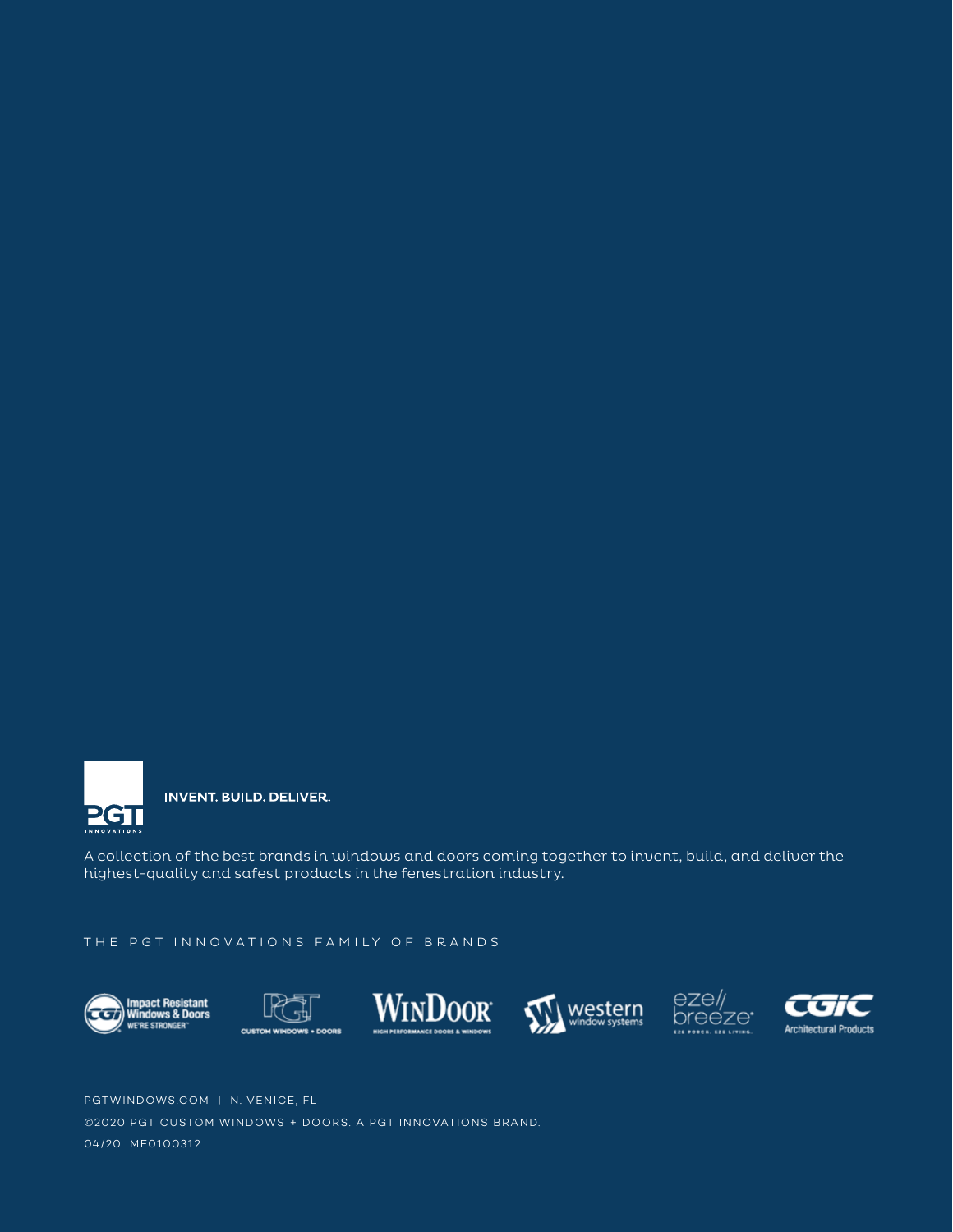**INVENT. BUILD. DELIVER.**

A collection of the best brands in windows and doors coming together to invent, build, and deliver the highest-quality and safest products in the fenestration industry.

THE PGT INNOVATIONS FAMILY OF BRANDS

PGTWINDOWS.COM | N. VENICE, FL

©2020 PGT CUSTOM WINDOWS + DOORS. A PGT INNOVATIONS BRAND.

04/20 ME0100312